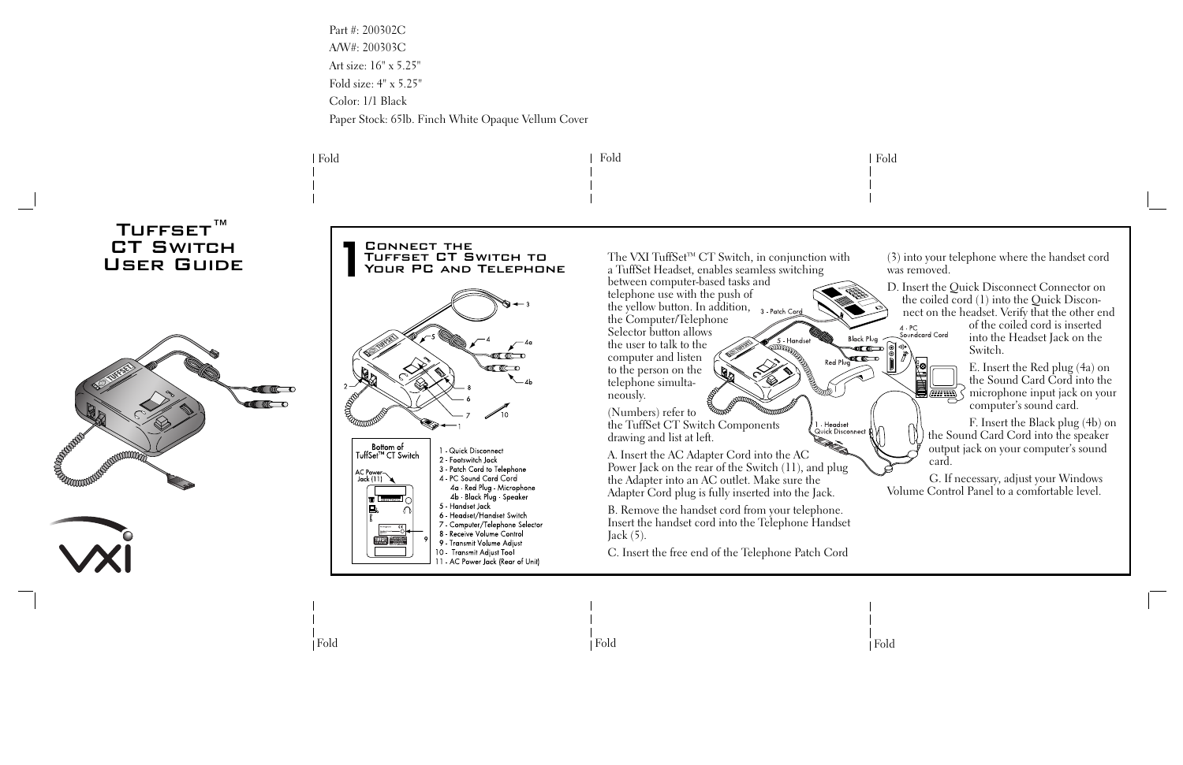Part #: 200302C
A/W#: 200303C
Art size: 16" x 5.25"
Fold size: 4" x 5.25"
Color: 1/1 Black
Paper Stock: 65lb. Finch White Opaque Vellum Cover

# Tuffset™ CT Switch User Guide

VXI

## 1 Connect the Tuffset CT Switch to Your PC and Telephone

Bottom of TuffSet™ CT Switch

AC Power Jack (11)

1 - Quick Disconnect
2 - Footswitch Jack
3 - Patch Cord to Telephone
4 - PC Sound Card Cord
 4a - Red Plug - Microphone
 4b - Black Plug - Speaker
5 - Handset Jack
6 - Headset/Handset Switch
7 - Computer/Telephone Selector
8 - Receive Volume Control
9 - Transmit Volume Adjust
10 - Transmit Adjust Tool
11 - AC Power Jack (Rear of Unit)

The VXI TuffSet™ CT Switch, in conjunction with a TuffSet Headset, enables seamless switching between computer-based tasks and telephone use with the push of the yellow button. In addition, the Computer/Telephone Selector button allows the user to talk to the computer and listen to the person on the telephone simultaneously.

(Numbers) refer to the TuffSet CT Switch Components drawing and list at left.

A. Insert the AC Adapter Cord into the AC Power Jack on the rear of the Switch (11), and plug the Adapter into an AC outlet. Make sure the Adapter Cord plug is fully inserted into the Jack.

B. Remove the handset cord from your telephone. Insert the handset cord into the Telephone Handset Jack (5).

C. Insert the free end of the Telephone Patch Cord (3) into your telephone where the handset cord was removed.

D. Insert the Quick Disconnect Connector on the coiled cord (1) into the Quick Disconnect on the headset. Verify that the other end of the coiled cord is inserted into the Headset Jack on the Switch.

E. Insert the Red plug (4a) on the Sound Card Cord into the microphone input jack on your computer's sound card.

F. Insert the Black plug (4b) on the Sound Card Cord into the speaker output jack on your computer's sound card.

G. If necessary, adjust your Windows Volume Control Panel to a comfortable level.

3 - Patch Cord
5 - Handset
Black Plug
Red Plug
4 - PC Soundcard Cord
1 - Headset Quick Disconnect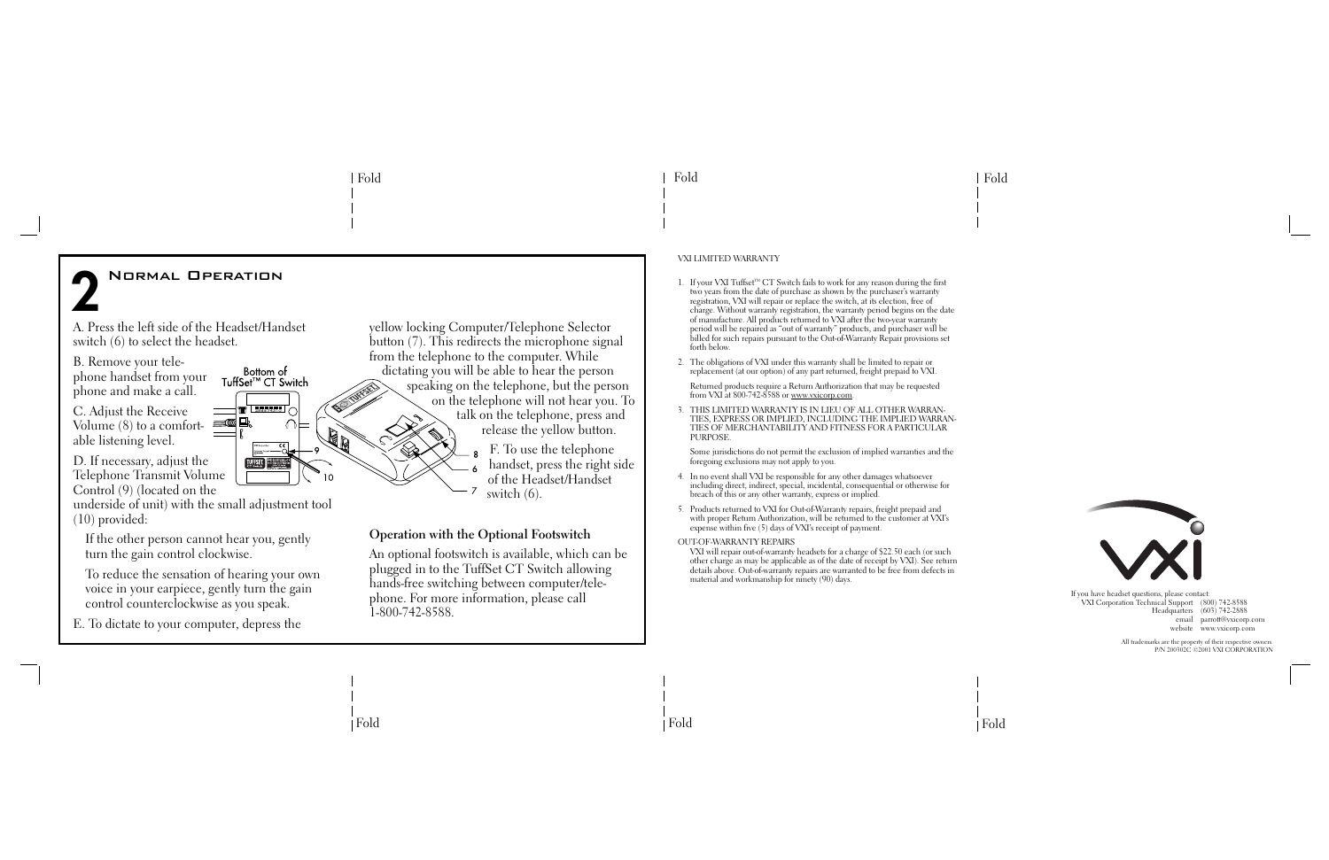## 2 Normal Operation

A. Press the left side of the Headset/Handset switch (6) to select the headset.

B. Remove your telephone handset from your phone and make a call.

C. Adjust the Receive Volume (8) to a comfortable listening level.

D. If necessary, adjust the Telephone Transmit Volume Control (9) (located on the underside of unit) with the small adjustment tool (10) provided:

If the other person cannot hear you, gently turn the gain control clockwise.

To reduce the sensation of hearing your own voice in your earpiece, gently turn the gain control counterclockwise as you speak.

E. To dictate to your computer, depress the yellow locking Computer/Telephone Selector button (7). This redirects the microphone signal from the telephone to the computer. While dictating you will be able to hear the person speaking on the telephone, but the person on the telephone will not hear you. To talk on the telephone, press and release the yellow button.

F. To use the telephone handset, press the right side of the Headset/Handset switch (6).

Bottom of TuffSet™ CT Switch

9

10

8

6

7

### Operation with the Optional Footswitch

An optional footswitch is available, which can be plugged in to the TuffSet CT Switch allowing hands-free switching between computer/telephone. For more information, please call 1-800-742-8588.

VXI LIMITED WARRANTY

1. If your VXI Tuffset™ CT Switch fails to work for any reason during the first two years from the date of purchase as shown by the purchaser's warranty registration, VXI will repair or replace the switch, at its election, free of charge. Without warranty registration, the warranty period begins on the date of manufacture. All products returned to VXI after the two-year warranty period will be repaired as "out of warranty" products, and purchaser will be billed for such repairs pursuant to the Out-of-Warranty Repair provisions set forth below.

2. The obligations of VXI under this warranty shall be limited to repair or replacement (at our option) of any part returned, freight prepaid to VXI.

   Returned products require a Return Authorization that may be requested from VXI at 800-742-8588 or www.vxicorp.com.

3. THIS LIMITED WARRANTY IS IN LIEU OF ALL OTHER WARRANTIES, EXPRESS OR IMPLIED, INCLUDING THE IMPLIED WARRANTIES OF MERCHANTABILITY AND FITNESS FOR A PARTICULAR PURPOSE.

   Some jurisdictions do not permit the exclusion of implied warranties and the foregoing exclusions may not apply to you.

4. In no event shall VXI be responsible for any other damages whatsoever including direct, indirect, special, incidental, consequential or otherwise for breach of this or any other warranty, express or implied.

5. Products returned to VXI for Out-of-Warranty repairs, freight prepaid and with proper Return Authorization, will be returned to the customer at VXI's expense within five (5) days of VXI's receipt of payment.

OUT-OF-WARRANTY REPAIRS

VXI will repair out-of-warranty headsets for a charge of $22.50 each (or such other charge as may be applicable as of the date of receipt by VXI). See return details above. Out-of-warranty repairs are warranted to be free from defects in material and workmanship for ninety (90) days.

VXI

If you have headset questions, please contact:

| | |
|---|---|
| VXI Corporation Technical Support | (800) 742-8588 |
| Headquarters | (603) 742-2888 |
| email | parrott@vxicorp.com |
| website | www.vxicorp.com |

All trademarks are the property of their respective owners.
P/N 200302C ©2001 VXI CORPORATION